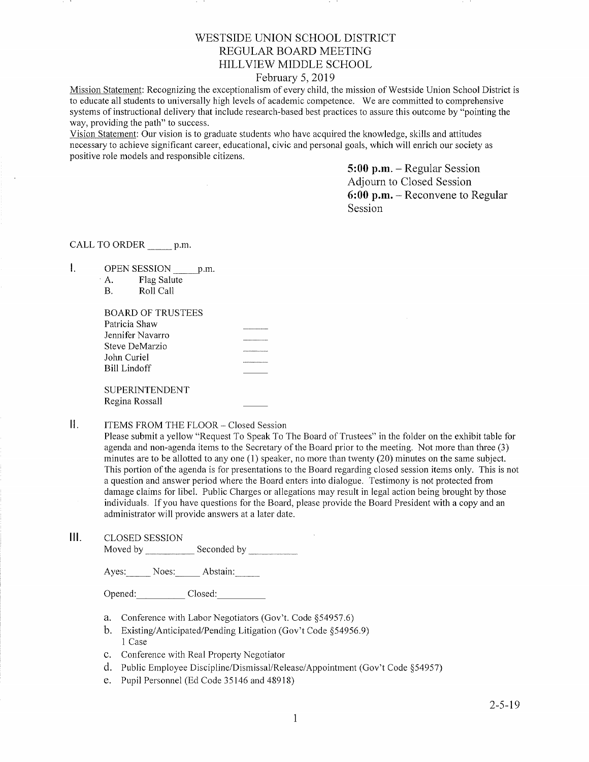# WESTSIDE UNION SCHOOL DISTRICT
# REGULAR BOARD MEETING
# HILLVIEW MIDDLE SCHOOL

February 5, 2019

Mission Statement: Recognizing the exceptionalism of every child, the mission of Westside Union School District is to educate all students to universally high levels of academic competence. We are committed to comprehensive systems of instructional delivery that include research-based best practices to assure this outcome by "pointing the way, providing the path" to success.

Vision Statement: Our vision is to graduate students who have acquired the knowledge, skills and attitudes necessary to achieve significant career, educational, civic and personal goals, which will enrich our society as positive role models and responsible citizens.

**5:00 p.m.** – Regular Session
Adjourn to Closed Session
**6:00 p.m.** – Reconvene to Regular Session

CALL TO ORDER _____ p.m.

I. OPEN SESSION _____ p.m.
   A. Flag Salute
   B. Roll Call

   BOARD OF TRUSTEES
   Patricia Shaw _____
   Jennifer Navarro _____
   Steve DeMarzio _____
   John Curiel _____
   Bill Lindoff _____

   SUPERINTENDENT
   Regina Rossall _____

II. ITEMS FROM THE FLOOR – Closed Session

Please submit a yellow "Request To Speak To The Board of Trustees" in the folder on the exhibit table for agenda and non-agenda items to the Secretary of the Board prior to the meeting. Not more than three (3) minutes are to be allotted to any one (1) speaker, no more than twenty (20) minutes on the same subject. This portion of the agenda is for presentations to the Board regarding closed session items only. This is not a question and answer period where the Board enters into dialogue. Testimony is not protected from damage claims for libel. Public Charges or allegations may result in legal action being brought by those individuals. If you have questions for the Board, please provide the Board President with a copy and an administrator will provide answers at a later date.

III. CLOSED SESSION

Moved by __________ Seconded by __________

Ayes: _____ Noes: _____ Abstain: _____

Opened: __________ Closed: __________

a. Conference with Labor Negotiators (Gov't. Code §54957.6)
b. Existing/Anticipated/Pending Litigation (Gov't Code §54956.9)
   1 Case
c. Conference with Real Property Negotiator
d. Public Employee Discipline/Dismissal/Release/Appointment (Gov't Code §54957)
e. Pupil Personnel (Ed Code 35146 and 48918)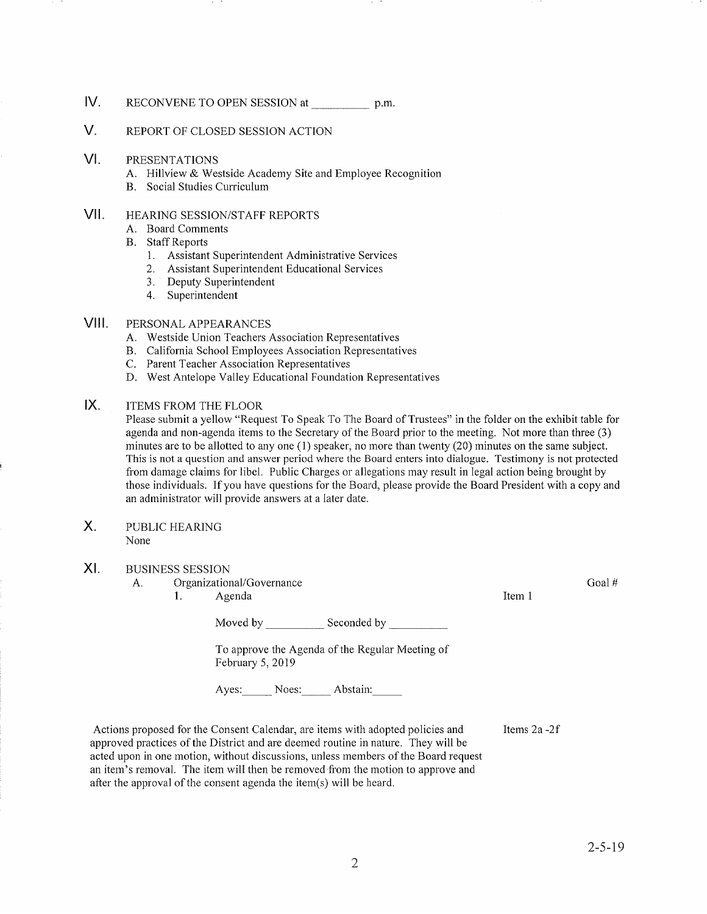## IV. RECONVENE TO OPEN SESSION at __________ p.m.

## V. REPORT OF CLOSED SESSION ACTION

## VI. PRESENTATIONS

A. Hillview & Westside Academy Site and Employee Recognition
B. Social Studies Curriculum

## VII. HEARING SESSION/STAFF REPORTS

A. Board Comments
B. Staff Reports
   1. Assistant Superintendent Administrative Services
   2. Assistant Superintendent Educational Services
   3. Deputy Superintendent
   4. Superintendent

## VIII. PERSONAL APPEARANCES

A. Westside Union Teachers Association Representatives
B. California School Employees Association Representatives
C. Parent Teacher Association Representatives
D. West Antelope Valley Educational Foundation Representatives

## IX. ITEMS FROM THE FLOOR

Please submit a yellow "Request To Speak To The Board of Trustees" in the folder on the exhibit table for agenda and non-agenda items to the Secretary of the Board prior to the meeting. Not more than three (3) minutes are to be allotted to any one (1) speaker, no more than twenty (20) minutes on the same subject. This is not a question and answer period where the Board enters into dialogue. Testimony is not protected from damage claims for libel. Public Charges or allegations may result in legal action being brought by those individuals. If you have questions for the Board, please provide the Board President with a copy and an administrator will provide answers at a later date.

## X. PUBLIC HEARING

None

## XI. BUSINESS SESSION

A. Organizational/Governance — Goal #

1. Agenda — Item 1

   Moved by __________ Seconded by __________

   To approve the Agenda of the Regular Meeting of February 5, 2019

   Ayes:_____ Noes:_____ Abstain:_____

Actions proposed for the Consent Calendar, are items with adopted policies and approved practices of the District and are deemed routine in nature. They will be acted upon in one motion, without discussions, unless members of the Board request an item's removal. The item will then be removed from the motion to approve and after the approval of the consent agenda the item(s) will be heard. — Items 2a -2f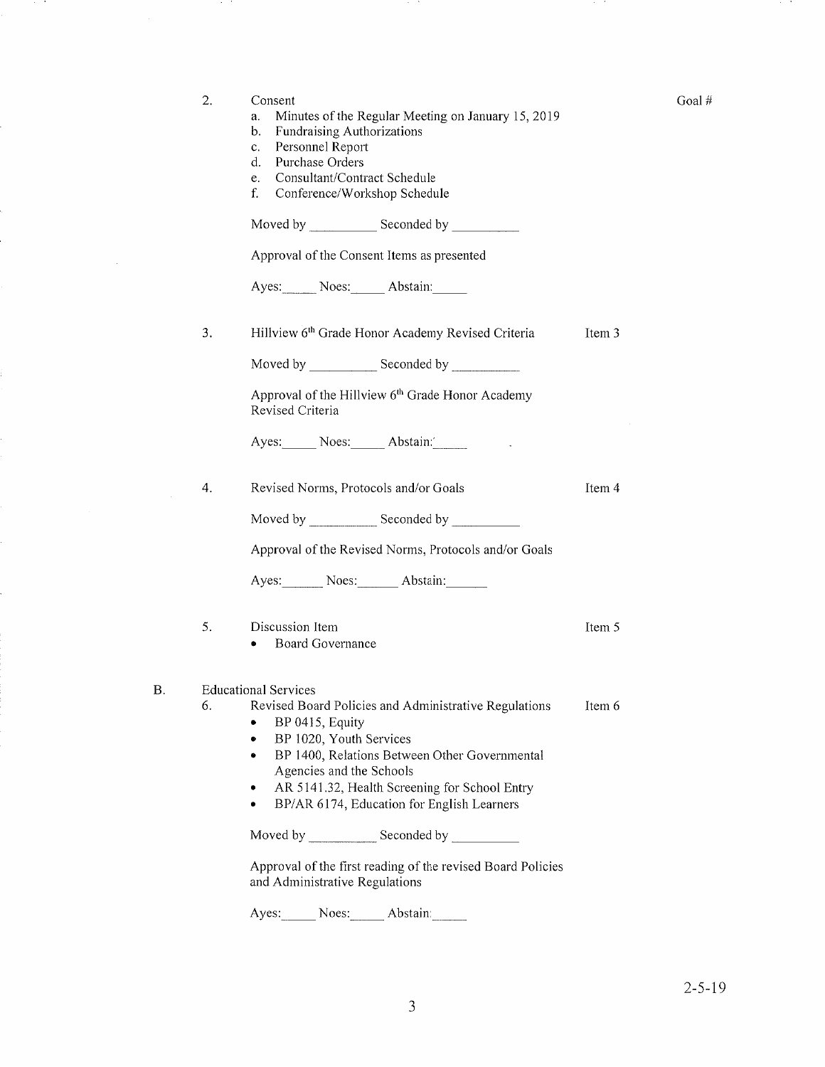2. Consent

   a. Minutes of the Regular Meeting on January 15, 2019
   b. Fundraising Authorizations
   c. Personnel Report
   d. Purchase Orders
   e. Consultant/Contract Schedule
   f. Conference/Workshop Schedule

   Moved by __________ Seconded by __________

   Approval of the Consent Items as presented

   Ayes:_____ Noes:_____ Abstain:_____

Goal #

3. Hillview 6th Grade Honor Academy Revised Criteria — Item 3

   Moved by __________ Seconded by __________

   Approval of the Hillview 6th Grade Honor Academy Revised Criteria

   Ayes:_____ Noes:_____ Abstain:_____

4. Revised Norms, Protocols and/or Goals — Item 4

   Moved by __________ Seconded by __________

   Approval of the Revised Norms, Protocols and/or Goals

   Ayes:______ Noes:______ Abstain:______

5. Discussion Item — Item 5

   - Board Governance

B. Educational Services

6. Revised Board Policies and Administrative Regulations — Item 6

   - BP 0415, Equity
   - BP 1020, Youth Services
   - BP 1400, Relations Between Other Governmental Agencies and the Schools
   - AR 5141.32, Health Screening for School Entry
   - BP/AR 6174, Education for English Learners

   Moved by __________ Seconded by __________

   Approval of the first reading of the revised Board Policies and Administrative Regulations

   Ayes:_____ Noes:_____ Abstain:_____

2-5-19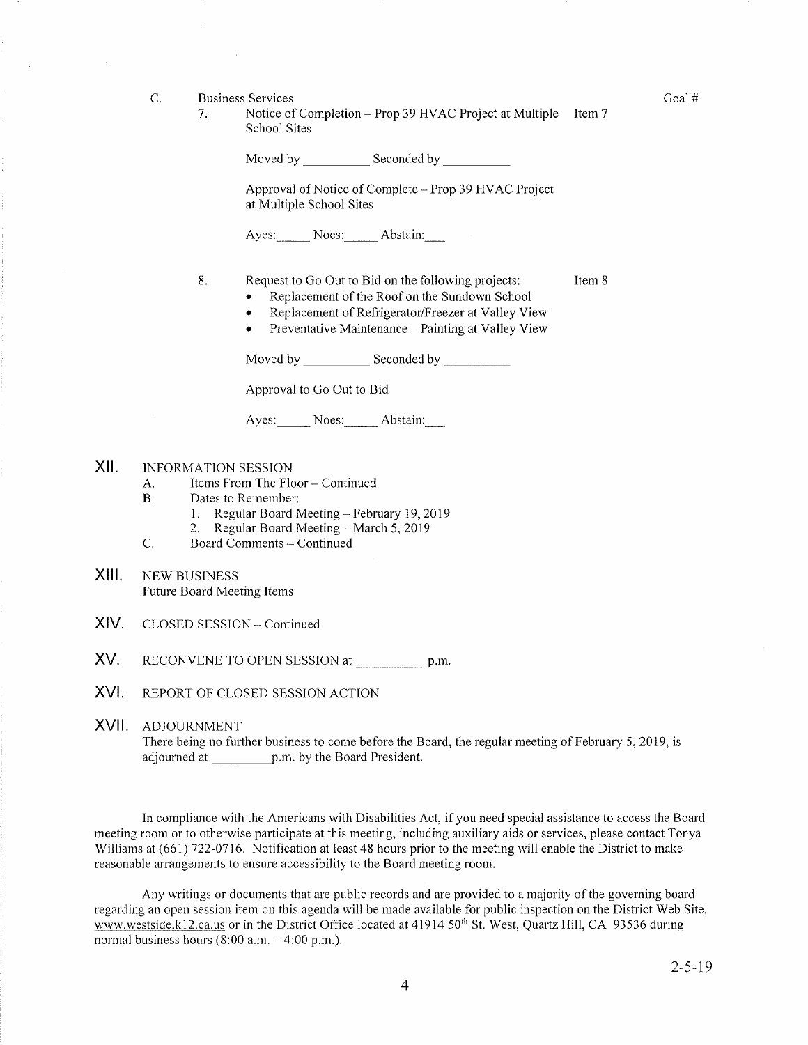C. Business Services — Goal #

7. Notice of Completion – Prop 39 HVAC Project at Multiple School Sites — Item 7

   Moved by __________ Seconded by __________

   Approval of Notice of Complete – Prop 39 HVAC Project at Multiple School Sites

   Ayes:_____ Noes:_____ Abstain:___

8. Request to Go Out to Bid on the following projects: — Item 8
   - Replacement of the Roof on the Sundown School
   - Replacement of Refrigerator/Freezer at Valley View
   - Preventative Maintenance – Painting at Valley View

   Moved by __________ Seconded by __________

   Approval to Go Out to Bid

   Ayes:_____ Noes:_____ Abstain:___

## XII. INFORMATION SESSION

A. Items From The Floor – Continued

B. Dates to Remember:
   1. Regular Board Meeting – February 19, 2019
   2. Regular Board Meeting – March 5, 2019

C. Board Comments – Continued

## XIII. NEW BUSINESS

Future Board Meeting Items

## XIV. CLOSED SESSION – Continued

## XV. RECONVENE TO OPEN SESSION at __________ p.m.

## XVI. REPORT OF CLOSED SESSION ACTION

## XVII. ADJOURNMENT

There being no further business to come before the Board, the regular meeting of February 5, 2019, is adjourned at _________p.m. by the Board President.

In compliance with the Americans with Disabilities Act, if you need special assistance to access the Board meeting room or to otherwise participate at this meeting, including auxiliary aids or services, please contact Tonya Williams at (661) 722-0716. Notification at least 48 hours prior to the meeting will enable the District to make reasonable arrangements to ensure accessibility to the Board meeting room.

Any writings or documents that are public records and are provided to a majority of the governing board regarding an open session item on this agenda will be made available for public inspection on the District Web Site, www.westside.k12.ca.us or in the District Office located at 41914 50th St. West, Quartz Hill, CA 93536 during normal business hours (8:00 a.m. – 4:00 p.m.).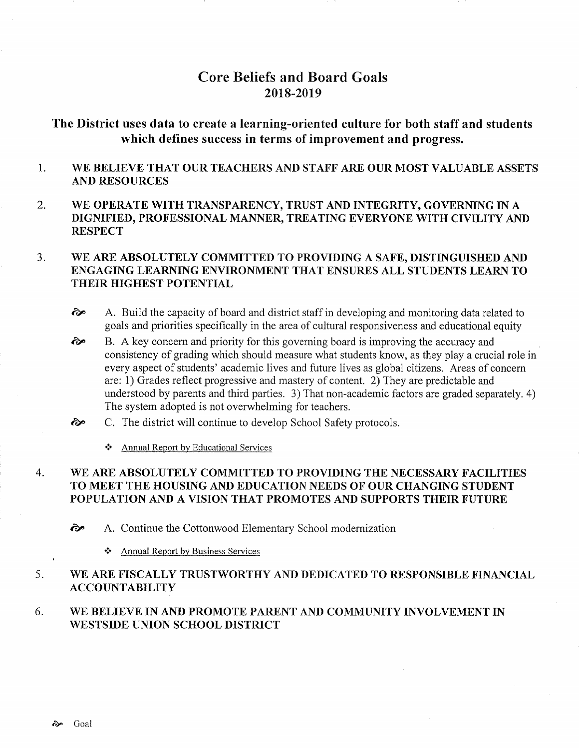# Core Beliefs and Board Goals
## 2018-2019

### The District uses data to create a learning-oriented culture for both staff and students which defines success in terms of improvement and progress.

1. **WE BELIEVE THAT OUR TEACHERS AND STAFF ARE OUR MOST VALUABLE ASSETS AND RESOURCES**

2. **WE OPERATE WITH TRANSPARENCY, TRUST AND INTEGRITY, GOVERNING IN A DIGNIFIED, PROFESSIONAL MANNER, TREATING EVERYONE WITH CIVILITY AND RESPECT**

3. **WE ARE ABSOLUTELY COMMITTED TO PROVIDING A SAFE, DISTINGUISHED AND ENGAGING LEARNING ENVIRONMENT THAT ENSURES ALL STUDENTS LEARN TO THEIR HIGHEST POTENTIAL**

   - A. Build the capacity of board and district staff in developing and monitoring data related to goals and priorities specifically in the area of cultural responsiveness and educational equity
   - B. A key concern and priority for this governing board is improving the accuracy and consistency of grading which should measure what students know, as they play a crucial role in every aspect of students' academic lives and future lives as global citizens. Areas of concern are: 1) Grades reflect progressive and mastery of content. 2) They are predictable and understood by parents and third parties. 3) That non-academic factors are graded separately. 4) The system adopted is not overwhelming for teachers.
   - C. The district will continue to develop School Safety protocols.
     - Annual Report by Educational Services

4. **WE ARE ABSOLUTELY COMMITTED TO PROVIDING THE NECESSARY FACILITIES TO MEET THE HOUSING AND EDUCATION NEEDS OF OUR CHANGING STUDENT POPULATION AND A VISION THAT PROMOTES AND SUPPORTS THEIR FUTURE**

   - A. Continue the Cottonwood Elementary School modernization
     - Annual Report by Business Services

5. **WE ARE FISCALLY TRUSTWORTHY AND DEDICATED TO RESPONSIBLE FINANCIAL ACCOUNTABILITY**

6. **WE BELIEVE IN AND PROMOTE PARENT AND COMMUNITY INVOLVEMENT IN WESTSIDE UNION SCHOOL DISTRICT**

Goal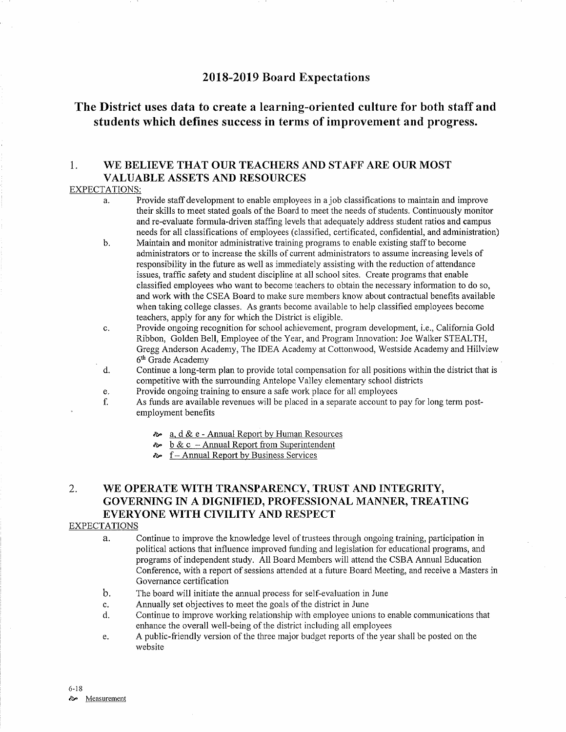## 2018-2019 Board Expectations

## The District uses data to create a learning-oriented culture for both staff and students which defines success in terms of improvement and progress.

### 1. WE BELIEVE THAT OUR TEACHERS AND STAFF ARE OUR MOST VALUABLE ASSETS AND RESOURCES

EXPECTATIONS:

a. Provide staff development to enable employees in a job classifications to maintain and improve their skills to meet stated goals of the Board to meet the needs of students. Continuously monitor and re-evaluate formula-driven staffing levels that adequately address student ratios and campus needs for all classifications of employees (classified, certificated, confidential, and administration)

b. Maintain and monitor administrative training programs to enable existing staff to become administrators or to increase the skills of current administrators to assume increasing levels of responsibility in the future as well as immediately assisting with the reduction of attendance issues, traffic safety and student discipline at all school sites. Create programs that enable classified employees who want to become teachers to obtain the necessary information to do so, and work with the CSEA Board to make sure members know about contractual benefits available when taking college classes. As grants become available to help classified employees become teachers, apply for any for which the District is eligible.

c. Provide ongoing recognition for school achievement, program development, i.e., California Gold Ribbon, Golden Bell, Employee of the Year, and Program Innovation: Joe Walker STEALTH, Gregg Anderson Academy, The IDEA Academy at Cottonwood, Westside Academy and Hillview 6th Grade Academy

d. Continue a long-term plan to provide total compensation for all positions within the district that is competitive with the surrounding Antelope Valley elementary school districts

e. Provide ongoing training to ensure a safe work place for all employees

f. As funds are available revenues will be placed in a separate account to pay for long term post-employment benefits

- a, d & e - Annual Report by Human Resources
- b & c – Annual Report from Superintendent
- f – Annual Report by Business Services

### 2. WE OPERATE WITH TRANSPARENCY, TRUST AND INTEGRITY, GOVERNING IN A DIGNIFIED, PROFESSIONAL MANNER, TREATING EVERYONE WITH CIVILITY AND RESPECT

EXPECTATIONS

a. Continue to improve the knowledge level of trustees through ongoing training, participation in political actions that influence improved funding and legislation for educational programs, and programs of independent study. All Board Members will attend the CSBA Annual Education Conference, with a report of sessions attended at a future Board Meeting, and receive a Masters in Governance certification

b. The board will initiate the annual process for self-evaluation in June

c. Annually set objectives to meet the goals of the district in June

d. Continue to improve working relationship with employee unions to enable communications that enhance the overall well-being of the district including all employees

e. A public-friendly version of the three major budget reports of the year shall be posted on the website

6-18

- Measurement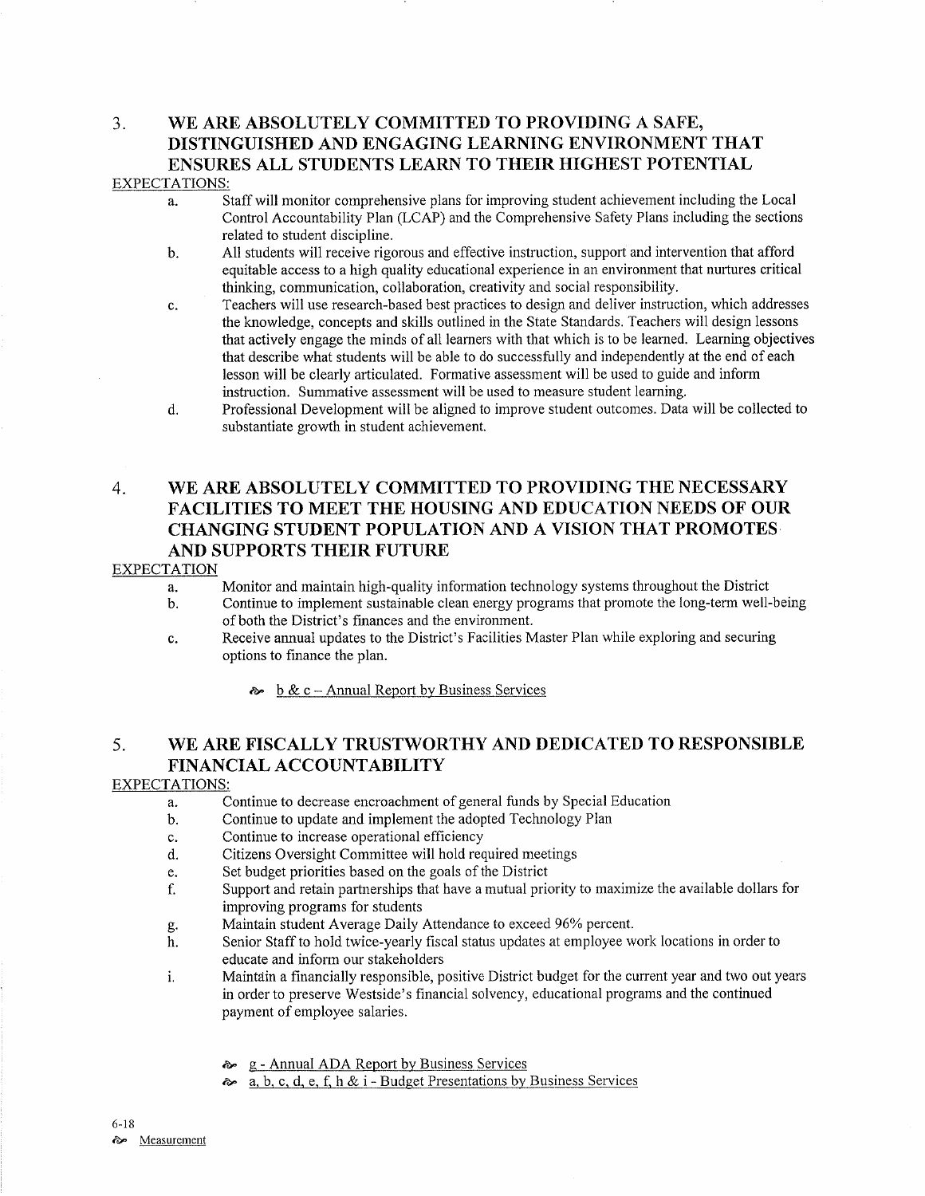## 3. WE ARE ABSOLUTELY COMMITTED TO PROVIDING A SAFE, DISTINGUISHED AND ENGAGING LEARNING ENVIRONMENT THAT ENSURES ALL STUDENTS LEARN TO THEIR HIGHEST POTENTIAL

EXPECTATIONS:

a. Staff will monitor comprehensive plans for improving student achievement including the Local Control Accountability Plan (LCAP) and the Comprehensive Safety Plans including the sections related to student discipline.

b. All students will receive rigorous and effective instruction, support and intervention that afford equitable access to a high quality educational experience in an environment that nurtures critical thinking, communication, collaboration, creativity and social responsibility.

c. Teachers will use research-based best practices to design and deliver instruction, which addresses the knowledge, concepts and skills outlined in the State Standards. Teachers will design lessons that actively engage the minds of all learners with that which is to be learned. Learning objectives that describe what students will be able to do successfully and independently at the end of each lesson will be clearly articulated. Formative assessment will be used to guide and inform instruction. Summative assessment will be used to measure student learning.

d. Professional Development will be aligned to improve student outcomes. Data will be collected to substantiate growth in student achievement.

## 4. WE ARE ABSOLUTELY COMMITTED TO PROVIDING THE NECESSARY FACILITIES TO MEET THE HOUSING AND EDUCATION NEEDS OF OUR CHANGING STUDENT POPULATION AND A VISION THAT PROMOTES AND SUPPORTS THEIR FUTURE

EXPECTATION

a. Monitor and maintain high-quality information technology systems throughout the District

b. Continue to implement sustainable clean energy programs that promote the long-term well-being of both the District's finances and the environment.

c. Receive annual updates to the District's Facilities Master Plan while exploring and securing options to finance the plan.

- b & c – Annual Report by Business Services

## 5. WE ARE FISCALLY TRUSTWORTHY AND DEDICATED TO RESPONSIBLE FINANCIAL ACCOUNTABILITY

EXPECTATIONS:

a. Continue to decrease encroachment of general funds by Special Education

b. Continue to update and implement the adopted Technology Plan

c. Continue to increase operational efficiency

d. Citizens Oversight Committee will hold required meetings

e. Set budget priorities based on the goals of the District

f. Support and retain partnerships that have a mutual priority to maximize the available dollars for improving programs for students

g. Maintain student Average Daily Attendance to exceed 96% percent.

h. Senior Staff to hold twice-yearly fiscal status updates at employee work locations in order to educate and inform our stakeholders

i. Maintain a financially responsible, positive District budget for the current year and two out years in order to preserve Westside's financial solvency, educational programs and the continued payment of employee salaries.

- g - Annual ADA Report by Business Services
- a, b, c, d, e, f, h & i - Budget Presentations by Business Services

6-18

- Measurement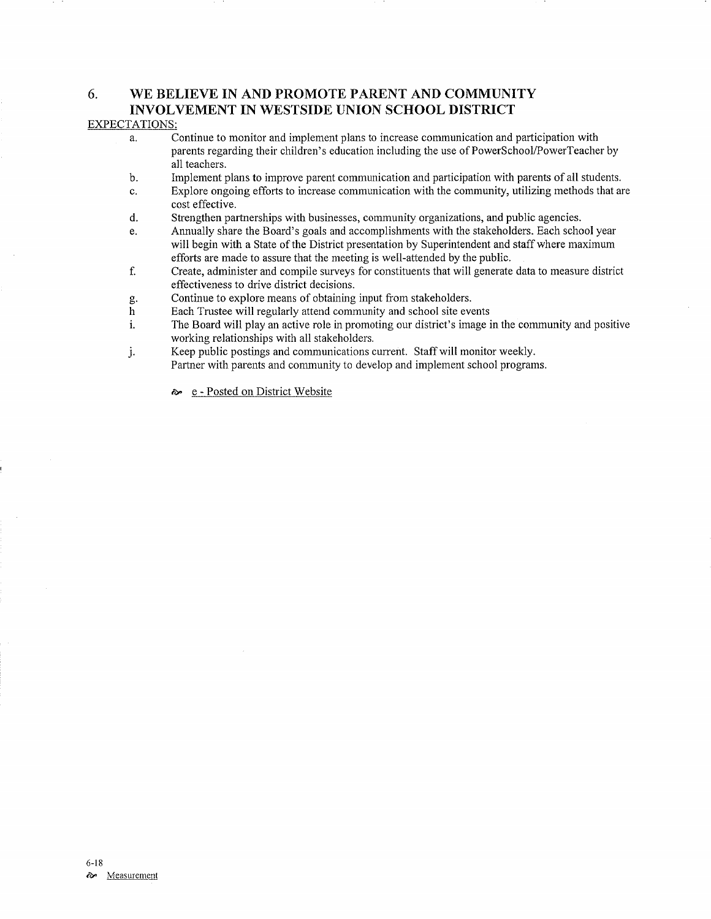## 6. WE BELIEVE IN AND PROMOTE PARENT AND COMMUNITY INVOLVEMENT IN WESTSIDE UNION SCHOOL DISTRICT

EXPECTATIONS:

a. Continue to monitor and implement plans to increase communication and participation with parents regarding their children's education including the use of PowerSchool/PowerTeacher by all teachers.

b. Implement plans to improve parent communication and participation with parents of all students.

c. Explore ongoing efforts to increase communication with the community, utilizing methods that are cost effective.

d. Strengthen partnerships with businesses, community organizations, and public agencies.

e. Annually share the Board's goals and accomplishments with the stakeholders. Each school year will begin with a State of the District presentation by Superintendent and staff where maximum efforts are made to assure that the meeting is well-attended by the public.

f. Create, administer and compile surveys for constituents that will generate data to measure district effectiveness to drive district decisions.

g. Continue to explore means of obtaining input from stakeholders.

h Each Trustee will regularly attend community and school site events

i. The Board will play an active role in promoting our district's image in the community and positive working relationships with all stakeholders.

j. Keep public postings and communications current. Staff will monitor weekly.
Partner with parents and community to develop and implement school programs.

  ➢ e - Posted on District Website

6-18

➢ Measurement